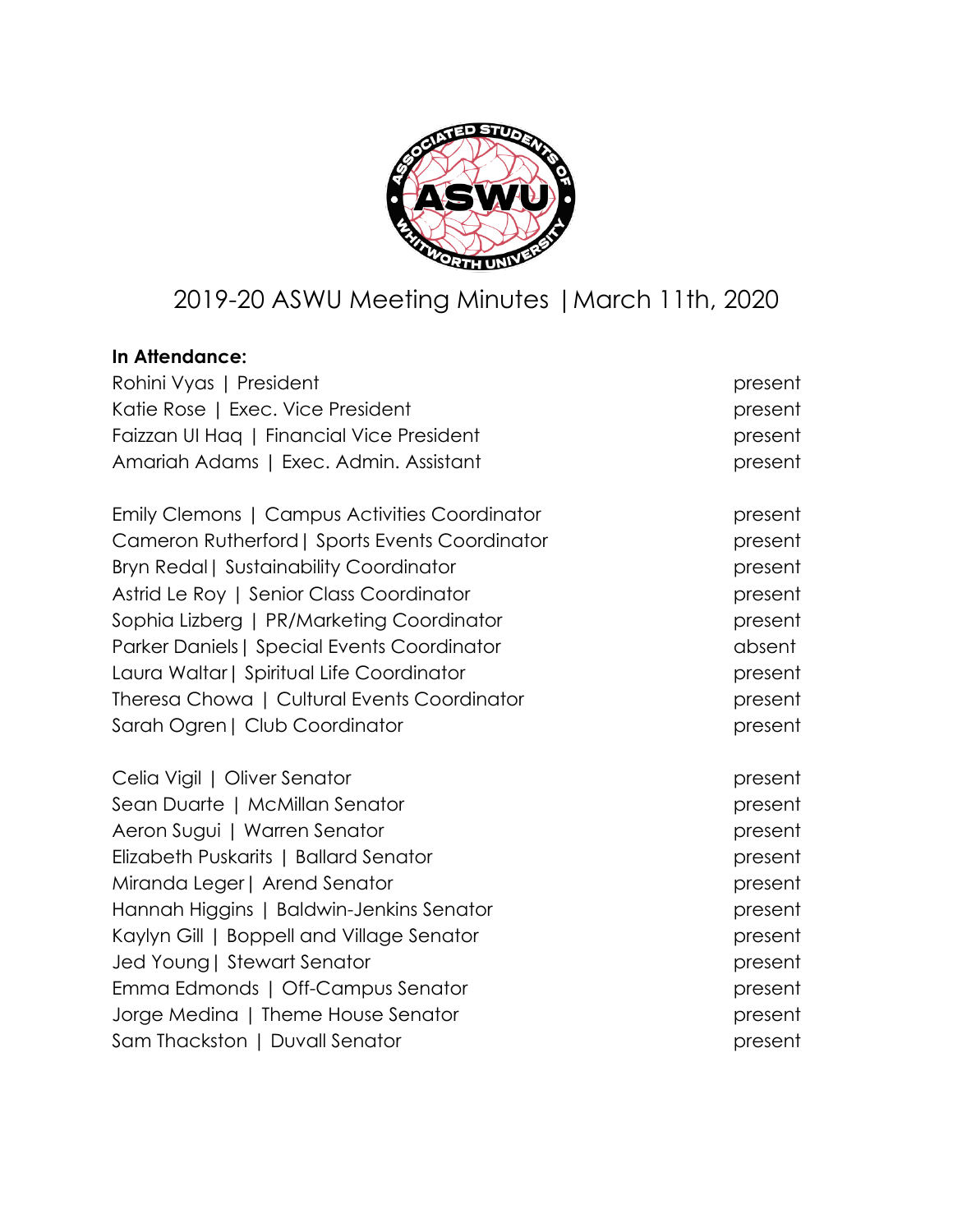# 2019-20 ASWU Meeting Minutes | March 11th, 2020

**In Attendance:**

| Name | Status |
|---|---|
| Rohini Vyas \| President | present |
| Katie Rose \| Exec. Vice President | present |
| Faizzan Ul Haq \| Financial Vice President | present |
| Amariah Adams \| Exec. Admin. Assistant | present |
| | |
| Emily Clemons \| Campus Activities Coordinator | present |
| Cameron Rutherford \| Sports Events Coordinator | present |
| Bryn Redal \| Sustainability Coordinator | present |
| Astrid Le Roy \| Senior Class Coordinator | present |
| Sophia Lizberg \| PR/Marketing Coordinator | present |
| Parker Daniels \| Special Events Coordinator | absent |
| Laura Waltar \| Spiritual Life Coordinator | present |
| Theresa Chowa \| Cultural Events Coordinator | present |
| Sarah Ogren \| Club Coordinator | present |
| | |
| Celia Vigil \| Oliver Senator | present |
| Sean Duarte \| McMillan Senator | present |
| Aeron Sugui \| Warren Senator | present |
| Elizabeth Puskarits \| Ballard Senator | present |
| Miranda Leger \| Arend Senator | present |
| Hannah Higgins \| Baldwin-Jenkins Senator | present |
| Kaylyn Gill \| Boppell and Village Senator | present |
| Jed Young \| Stewart Senator | present |
| Emma Edmonds \| Off-Campus Senator | present |
| Jorge Medina \| Theme House Senator | present |
| Sam Thackston \| Duvall Senator | present |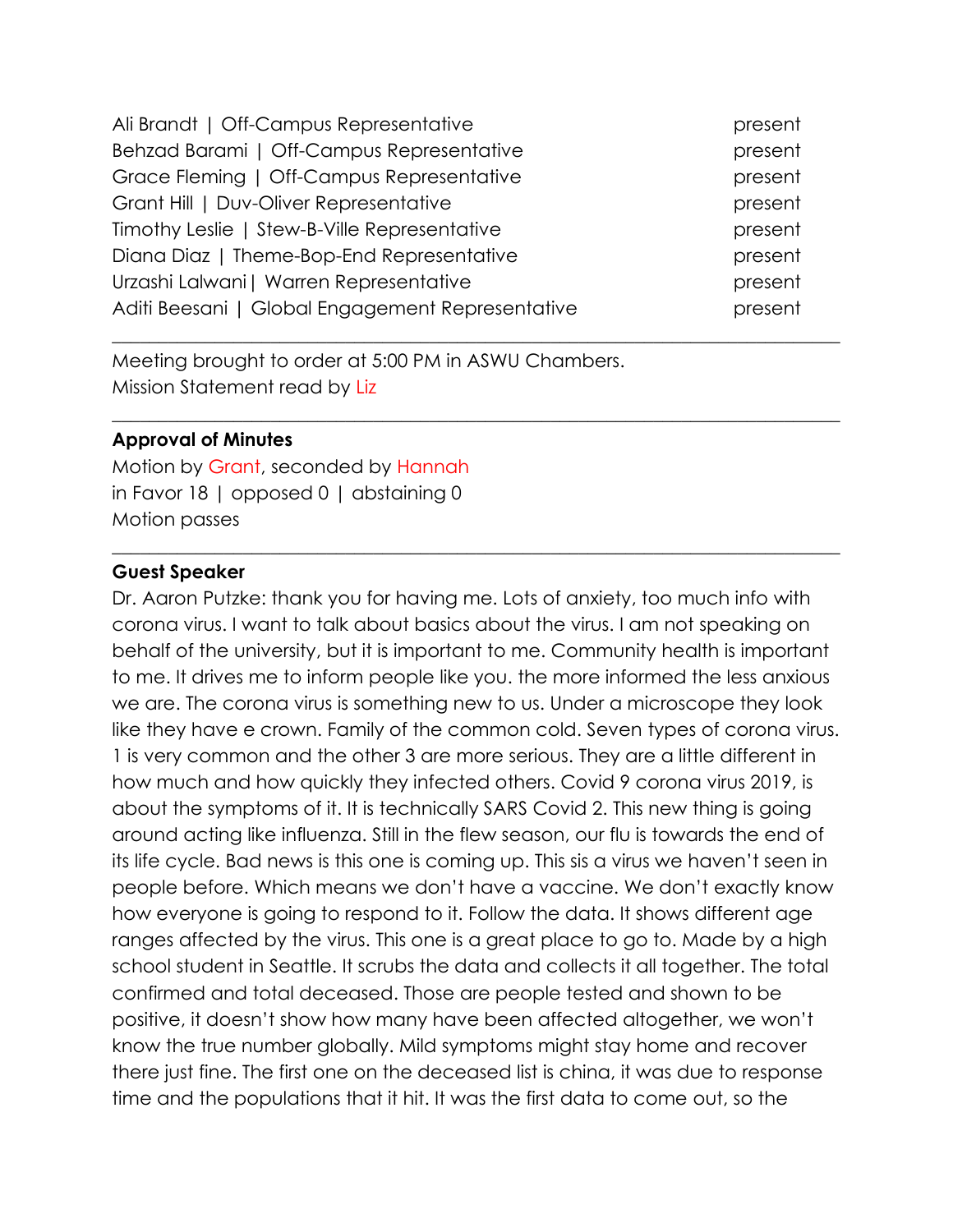| | |
|---|---|
| Ali Brandt \| Off-Campus Representative | present |
| Behzad Barami \| Off-Campus Representative | present |
| Grace Fleming \| Off-Campus Representative | present |
| Grant Hill \| Duv-Oliver Representative | present |
| Timothy Leslie \| Stew-B-Ville Representative | present |
| Diana Diaz \| Theme-Bop-End Representative | present |
| Urzashi Lalwani\| Warren Representative | present |
| Aditi Beesani \| Global Engagement Representative | present |

---

Meeting brought to order at 5:00 PM in ASWU Chambers.
Mission Statement read by Liz

---

**Approval of Minutes**
Motion by Grant, seconded by Hannah
in Favor 18 | opposed 0 | abstaining 0
Motion passes

---

**Guest Speaker**
Dr. Aaron Putzke: thank you for having me. Lots of anxiety, too much info with corona virus. I want to talk about basics about the virus. I am not speaking on behalf of the university, but it is important to me. Community health is important to me. It drives me to inform people like you. the more informed the less anxious we are. The corona virus is something new to us. Under a microscope they look like they have e crown. Family of the common cold. Seven types of corona virus. 1 is very common and the other 3 are more serious. They are a little different in how much and how quickly they infected others. Covid 9 corona virus 2019, is about the symptoms of it. It is technically SARS Covid 2. This new thing is going around acting like influenza. Still in the flew season, our flu is towards the end of its life cycle. Bad news is this one is coming up. This sis a virus we haven't seen in people before. Which means we don't have a vaccine. We don't exactly know how everyone is going to respond to it. Follow the data. It shows different age ranges affected by the virus. This one is a great place to go to. Made by a high school student in Seattle. It scrubs the data and collects it all together. The total confirmed and total deceased. Those are people tested and shown to be positive, it doesn't show how many have been affected altogether, we won't know the true number globally. Mild symptoms might stay home and recover there just fine. The first one on the deceased list is china, it was due to response time and the populations that it hit. It was the first data to come out, so the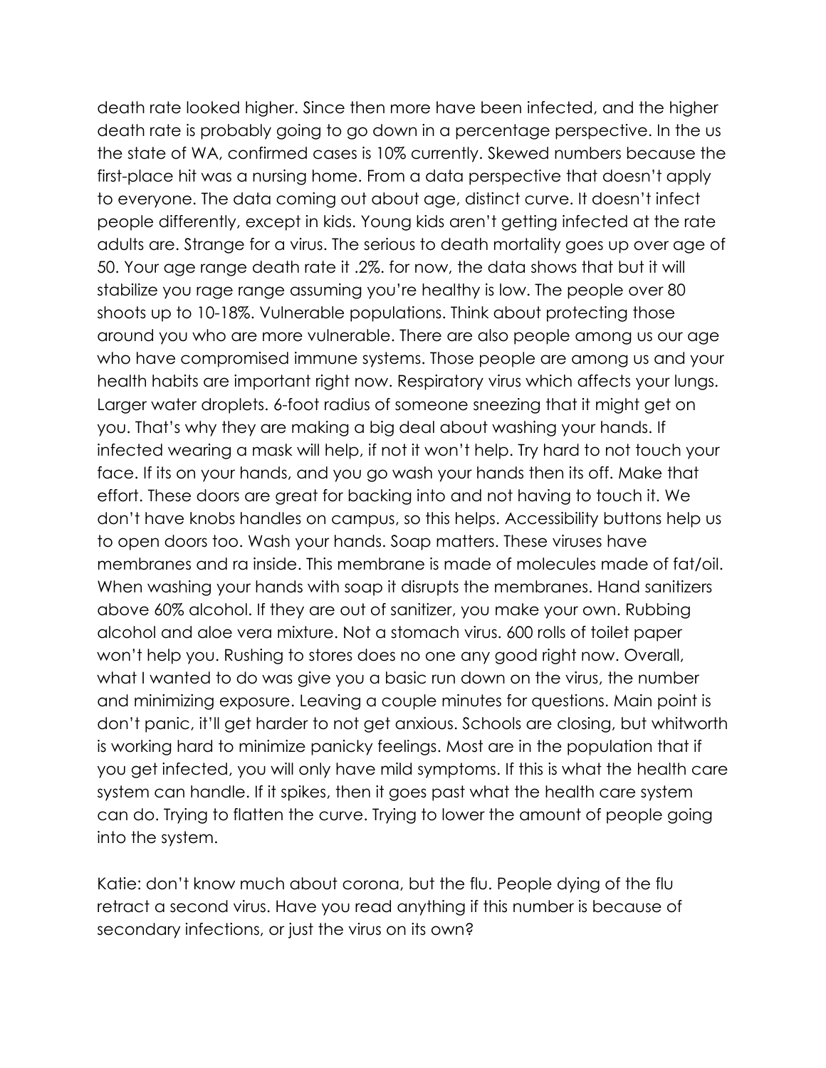death rate looked higher. Since then more have been infected, and the higher death rate is probably going to go down in a percentage perspective. In the us the state of WA, confirmed cases is 10% currently. Skewed numbers because the first-place hit was a nursing home. From a data perspective that doesn't apply to everyone. The data coming out about age, distinct curve. It doesn't infect people differently, except in kids. Young kids aren't getting infected at the rate adults are. Strange for a virus. The serious to death mortality goes up over age of 50. Your age range death rate it .2%. for now, the data shows that but it will stabilize you rage range assuming you're healthy is low. The people over 80 shoots up to 10-18%. Vulnerable populations. Think about protecting those around you who are more vulnerable. There are also people among us our age who have compromised immune systems. Those people are among us and your health habits are important right now. Respiratory virus which affects your lungs. Larger water droplets. 6-foot radius of someone sneezing that it might get on you. That's why they are making a big deal about washing your hands. If infected wearing a mask will help, if not it won't help. Try hard to not touch your face. If its on your hands, and you go wash your hands then its off. Make that effort. These doors are great for backing into and not having to touch it. We don't have knobs handles on campus, so this helps. Accessibility buttons help us to open doors too. Wash your hands. Soap matters. These viruses have membranes and ra inside. This membrane is made of molecules made of fat/oil. When washing your hands with soap it disrupts the membranes. Hand sanitizers above 60% alcohol. If they are out of sanitizer, you make your own. Rubbing alcohol and aloe vera mixture. Not a stomach virus. 600 rolls of toilet paper won't help you. Rushing to stores does no one any good right now. Overall, what I wanted to do was give you a basic run down on the virus, the number and minimizing exposure. Leaving a couple minutes for questions. Main point is don't panic, it'll get harder to not get anxious. Schools are closing, but whitworth is working hard to minimize panicky feelings. Most are in the population that if you get infected, you will only have mild symptoms. If this is what the health care system can handle. If it spikes, then it goes past what the health care system can do. Trying to flatten the curve. Trying to lower the amount of people going into the system.

Katie: don't know much about corona, but the flu. People dying of the flu retract a second virus. Have you read anything if this number is because of secondary infections, or just the virus on its own?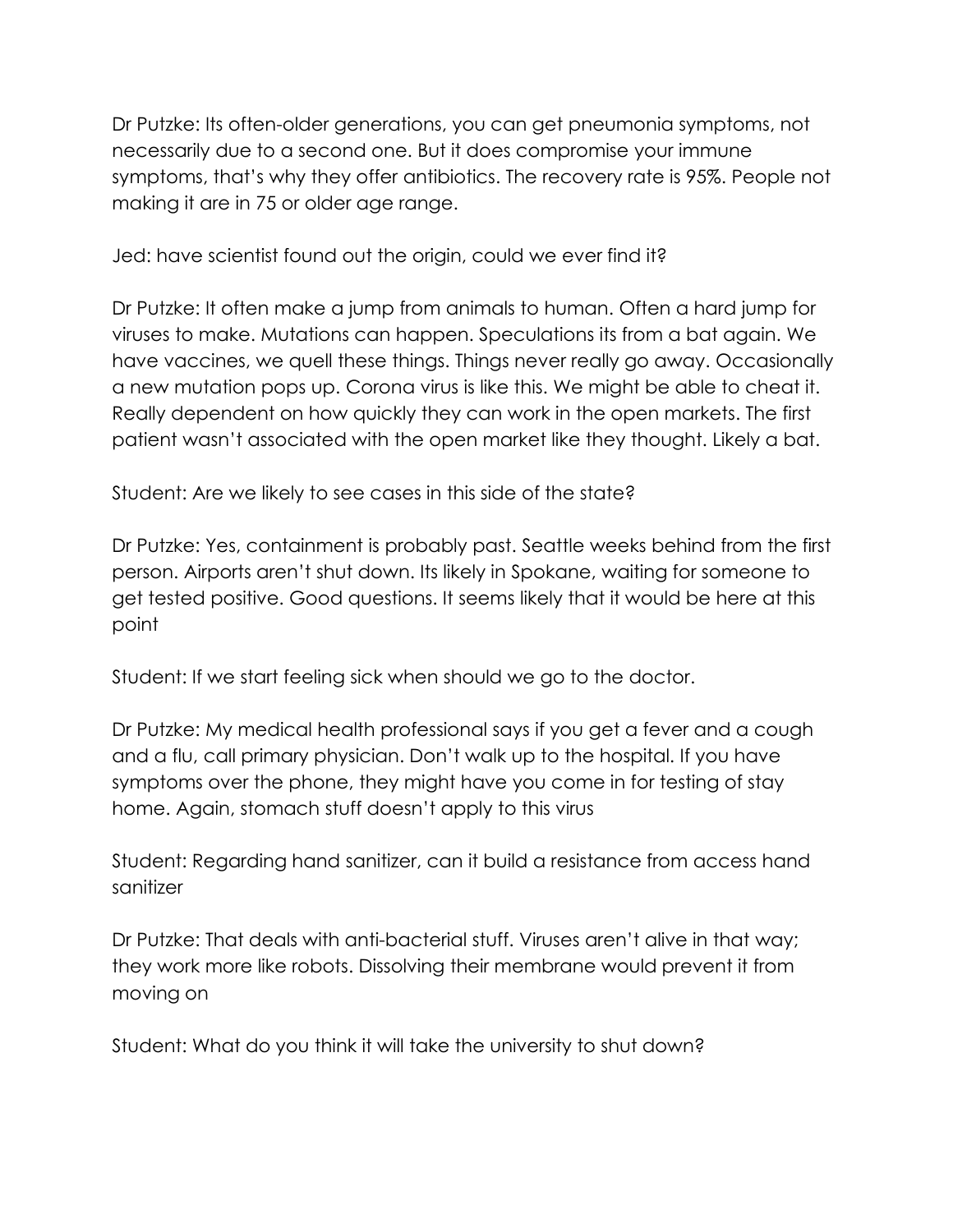Dr Putzke: Its often-older generations, you can get pneumonia symptoms, not necessarily due to a second one. But it does compromise your immune symptoms, that's why they offer antibiotics. The recovery rate is 95%. People not making it are in 75 or older age range.

Jed: have scientist found out the origin, could we ever find it?

Dr Putzke: It often make a jump from animals to human. Often a hard jump for viruses to make. Mutations can happen. Speculations its from a bat again. We have vaccines, we quell these things. Things never really go away. Occasionally a new mutation pops up. Corona virus is like this. We might be able to cheat it. Really dependent on how quickly they can work in the open markets. The first patient wasn't associated with the open market like they thought. Likely a bat.

Student: Are we likely to see cases in this side of the state?

Dr Putzke: Yes, containment is probably past. Seattle weeks behind from the first person. Airports aren't shut down. Its likely in Spokane, waiting for someone to get tested positive. Good questions. It seems likely that it would be here at this point

Student: If we start feeling sick when should we go to the doctor.

Dr Putzke: My medical health professional says if you get a fever and a cough and a flu, call primary physician. Don't walk up to the hospital. If you have symptoms over the phone, they might have you come in for testing of stay home. Again, stomach stuff doesn't apply to this virus

Student: Regarding hand sanitizer, can it build a resistance from access hand sanitizer

Dr Putzke: That deals with anti-bacterial stuff. Viruses aren't alive in that way; they work more like robots. Dissolving their membrane would prevent it from moving on

Student: What do you think it will take the university to shut down?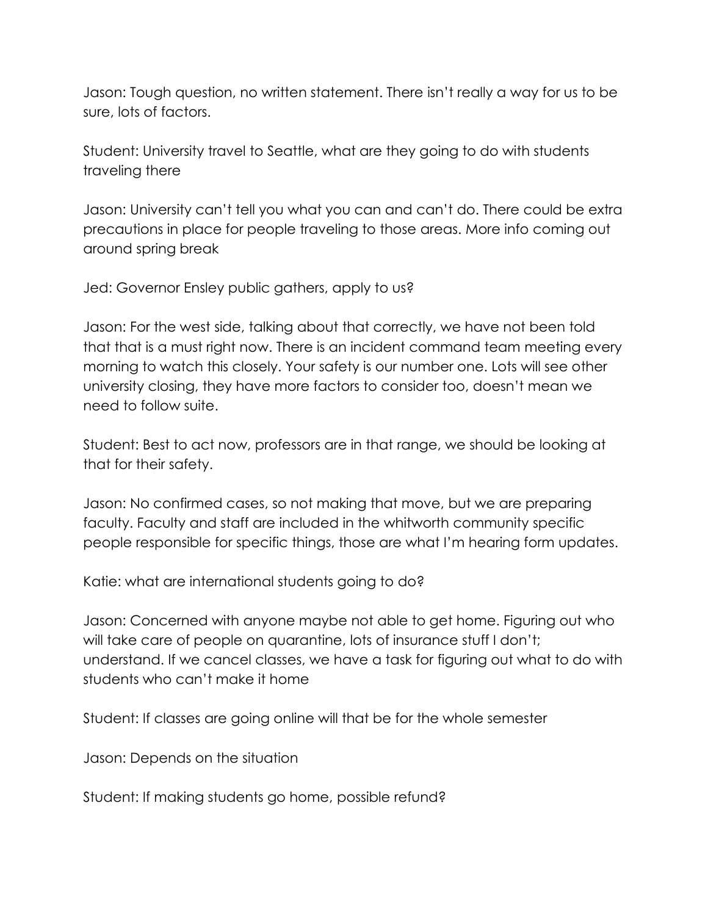Jason: Tough question, no written statement. There isn't really a way for us to be sure, lots of factors.

Student: University travel to Seattle, what are they going to do with students traveling there

Jason: University can't tell you what you can and can't do. There could be extra precautions in place for people traveling to those areas. More info coming out around spring break

Jed: Governor Ensley public gathers, apply to us?

Jason: For the west side, talking about that correctly, we have not been told that that is a must right now. There is an incident command team meeting every morning to watch this closely. Your safety is our number one. Lots will see other university closing, they have more factors to consider too, doesn't mean we need to follow suite.

Student: Best to act now, professors are in that range, we should be looking at that for their safety.

Jason: No confirmed cases, so not making that move, but we are preparing faculty. Faculty and staff are included in the whitworth community specific people responsible for specific things, those are what I'm hearing form updates.

Katie: what are international students going to do?

Jason: Concerned with anyone maybe not able to get home. Figuring out who will take care of people on quarantine, lots of insurance stuff I don't; understand. If we cancel classes, we have a task for figuring out what to do with students who can't make it home

Student: If classes are going online will that be for the whole semester

Jason: Depends on the situation

Student: If making students go home, possible refund?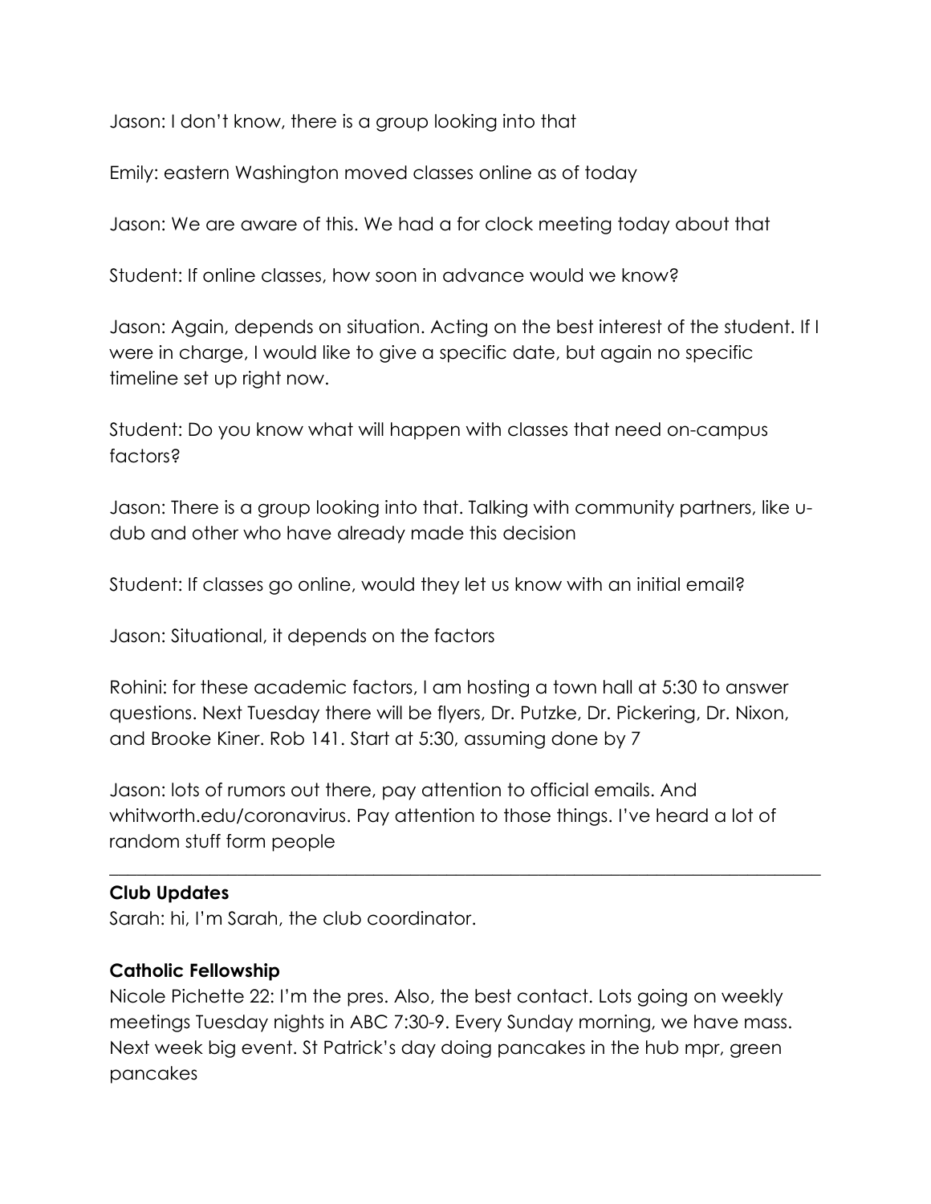Jason: I don't know, there is a group looking into that

Emily: eastern Washington moved classes online as of today

Jason: We are aware of this. We had a for clock meeting today about that

Student: If online classes, how soon in advance would we know?

Jason: Again, depends on situation. Acting on the best interest of the student. If I were in charge, I would like to give a specific date, but again no specific timeline set up right now.

Student: Do you know what will happen with classes that need on-campus factors?

Jason: There is a group looking into that. Talking with community partners, like u-dub and other who have already made this decision

Student: If classes go online, would they let us know with an initial email?

Jason: Situational, it depends on the factors

Rohini: for these academic factors, I am hosting a town hall at 5:30 to answer questions. Next Tuesday there will be flyers, Dr. Putzke, Dr. Pickering, Dr. Nixon, and Brooke Kiner. Rob 141. Start at 5:30, assuming done by 7

Jason: lots of rumors out there, pay attention to official emails. And whitworth.edu/coronavirus. Pay attention to those things. I've heard a lot of random stuff form people

---

**Club Updates**

Sarah: hi, I'm Sarah, the club coordinator.

**Catholic Fellowship**

Nicole Pichette 22: I'm the pres. Also, the best contact. Lots going on weekly meetings Tuesday nights in ABC 7:30-9. Every Sunday morning, we have mass. Next week big event. St Patrick's day doing pancakes in the hub mpr, green pancakes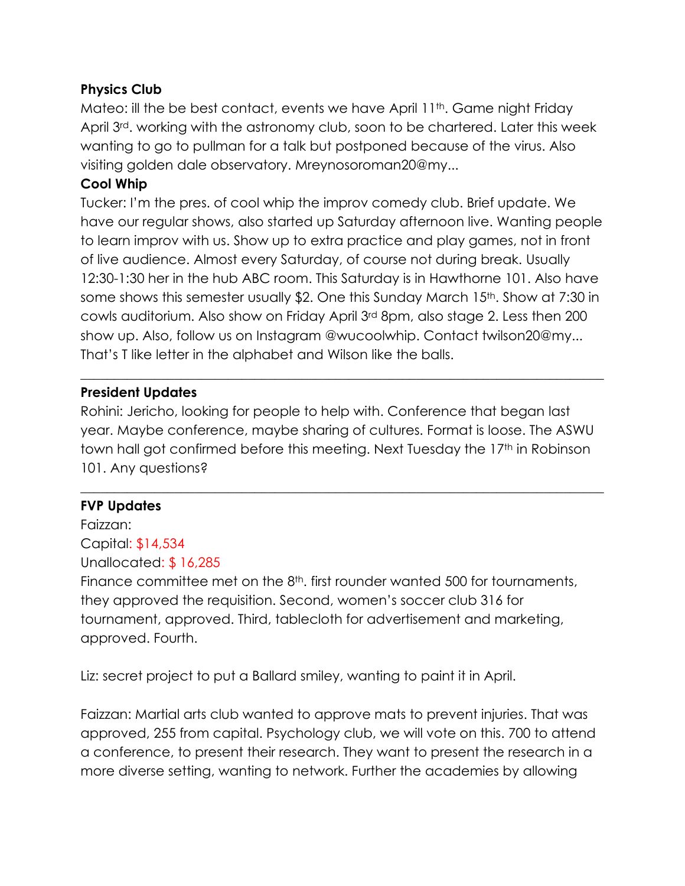**Physics Club**

Mateo: ill the be best contact, events we have April 11th. Game night Friday April 3rd. working with the astronomy club, soon to be chartered. Later this week wanting to go to pullman for a talk but postponed because of the virus. Also visiting golden dale observatory. Mreynosoroman20@my...

**Cool Whip**

Tucker: I'm the pres. of cool whip the improv comedy club. Brief update. We have our regular shows, also started up Saturday afternoon live. Wanting people to learn improv with us. Show up to extra practice and play games, not in front of live audience. Almost every Saturday, of course not during break. Usually 12:30-1:30 her in the hub ABC room. This Saturday is in Hawthorne 101. Also have some shows this semester usually $2. One this Sunday March 15th. Show at 7:30 in cowls auditorium. Also show on Friday April 3rd 8pm, also stage 2. Less then 200 show up. Also, follow us on Instagram @wucoolwhip. Contact twilson20@my... That's T like letter in the alphabet and Wilson like the balls.

---

**President Updates**

Rohini: Jericho, looking for people to help with. Conference that began last year. Maybe conference, maybe sharing of cultures. Format is loose. The ASWU town hall got confirmed before this meeting. Next Tuesday the 17th in Robinson 101. Any questions?

---

**FVP Updates**

Faizzan:

Capital: $14,534

Unallocated: $ 16,285

Finance committee met on the 8th. first rounder wanted 500 for tournaments, they approved the requisition. Second, women's soccer club 316 for tournament, approved. Third, tablecloth for advertisement and marketing, approved. Fourth.

Liz: secret project to put a Ballard smiley, wanting to paint it in April.

Faizzan: Martial arts club wanted to approve mats to prevent injuries. That was approved, 255 from capital. Psychology club, we will vote on this. 700 to attend a conference, to present their research. They want to present the research in a more diverse setting, wanting to network. Further the academies by allowing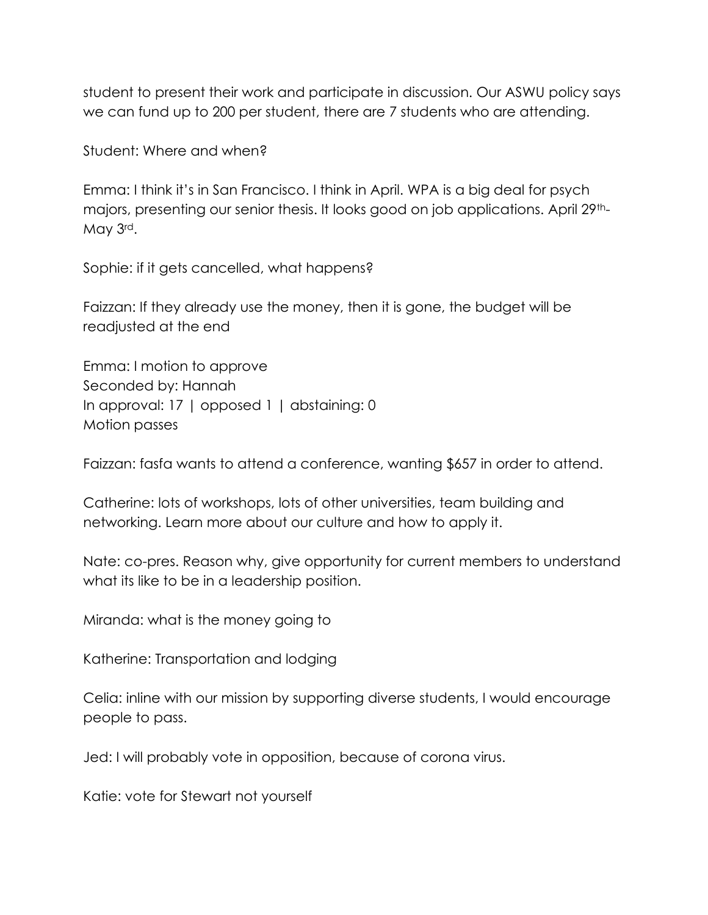student to present their work and participate in discussion. Our ASWU policy says we can fund up to 200 per student, there are 7 students who are attending.

Student: Where and when?

Emma: I think it's in San Francisco. I think in April. WPA is a big deal for psych majors, presenting our senior thesis. It looks good on job applications. April 29th-May 3rd.

Sophie: if it gets cancelled, what happens?

Faizzan: If they already use the money, then it is gone, the budget will be readjusted at the end

Emma: I motion to approve
Seconded by: Hannah
In approval: 17 | opposed 1 | abstaining: 0
Motion passes

Faizzan: fasfa wants to attend a conference, wanting $657 in order to attend.

Catherine: lots of workshops, lots of other universities, team building and networking. Learn more about our culture and how to apply it.

Nate: co-pres. Reason why, give opportunity for current members to understand what its like to be in a leadership position.

Miranda: what is the money going to

Katherine: Transportation and lodging

Celia: inline with our mission by supporting diverse students, I would encourage people to pass.

Jed: I will probably vote in opposition, because of corona virus.

Katie: vote for Stewart not yourself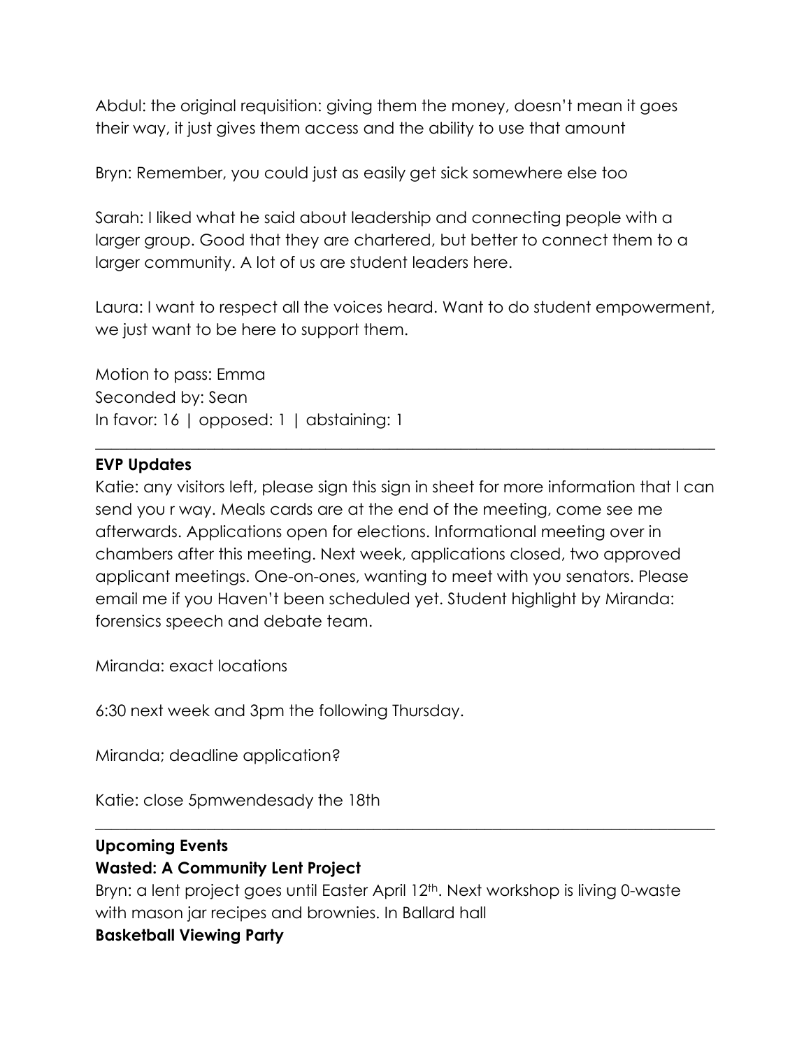Abdul: the original requisition: giving them the money, doesn't mean it goes their way, it just gives them access and the ability to use that amount

Bryn: Remember, you could just as easily get sick somewhere else too

Sarah: I liked what he said about leadership and connecting people with a larger group. Good that they are chartered, but better to connect them to a larger community. A lot of us are student leaders here.

Laura: I want to respect all the voices heard. Want to do student empowerment, we just want to be here to support them.

Motion to pass: Emma
Seconded by: Sean
In favor: 16 | opposed: 1 | abstaining: 1

---

**EVP Updates**
Katie: any visitors left, please sign this sign in sheet for more information that I can send you r way. Meals cards are at the end of the meeting, come see me afterwards. Applications open for elections. Informational meeting over in chambers after this meeting. Next week, applications closed, two approved applicant meetings. One-on-ones, wanting to meet with you senators. Please email me if you Haven't been scheduled yet. Student highlight by Miranda: forensics speech and debate team.

Miranda: exact locations

6:30 next week and 3pm the following Thursday.

Miranda; deadline application?

Katie: close 5pmwendesady the 18th

---

**Upcoming Events**
**Wasted: A Community Lent Project**
Bryn: a lent project goes until Easter April 12th. Next workshop is living 0-waste with mason jar recipes and brownies. In Ballard hall
**Basketball Viewing Party**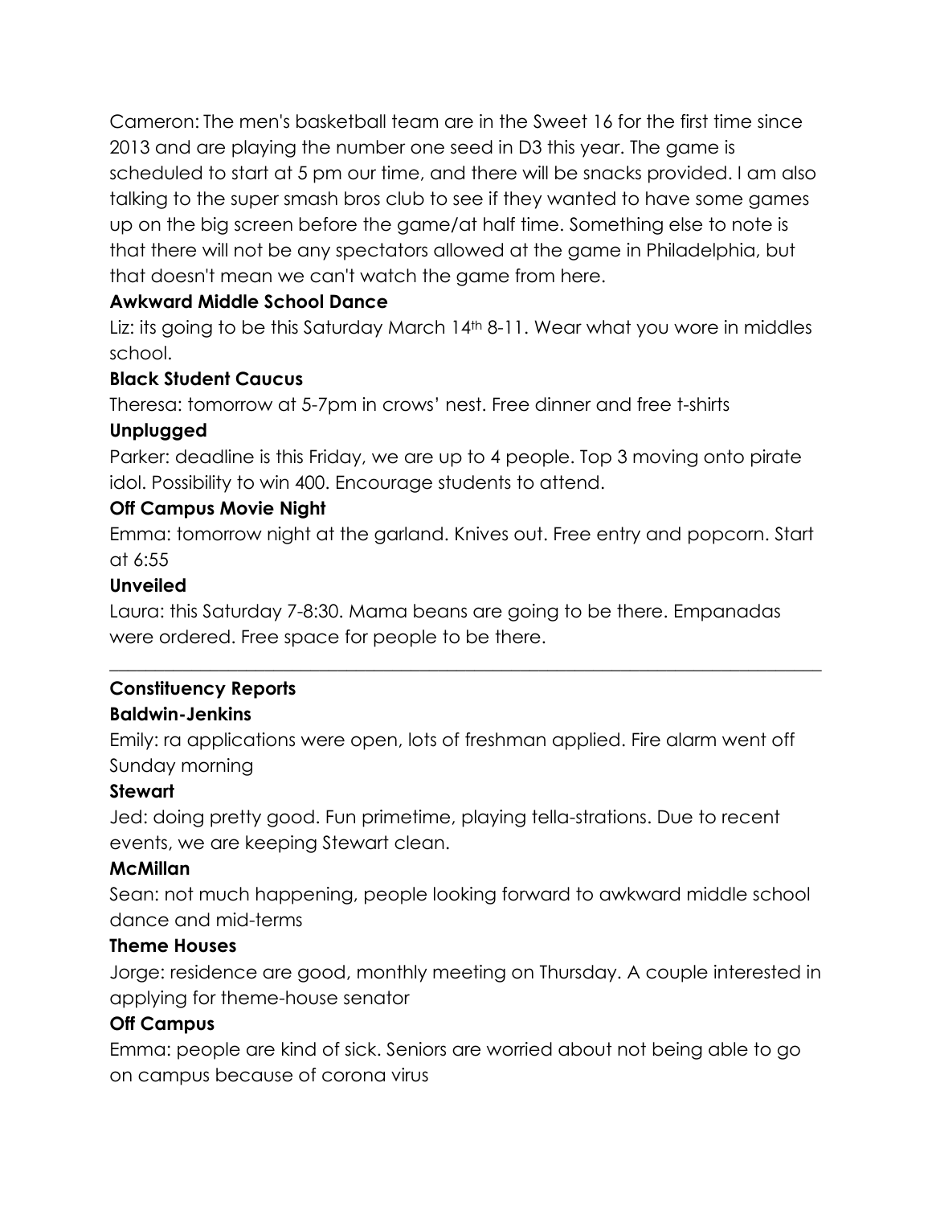Cameron: The men's basketball team are in the Sweet 16 for the first time since 2013 and are playing the number one seed in D3 this year. The game is scheduled to start at 5 pm our time, and there will be snacks provided. I am also talking to the super smash bros club to see if they wanted to have some games up on the big screen before the game/at half time. Something else to note is that there will not be any spectators allowed at the game in Philadelphia, but that doesn't mean we can't watch the game from here.

**Awkward Middle School Dance**

Liz: its going to be this Saturday March 14th 8-11. Wear what you wore in middles school.

**Black Student Caucus**

Theresa: tomorrow at 5-7pm in crows' nest. Free dinner and free t-shirts

**Unplugged**

Parker: deadline is this Friday, we are up to 4 people. Top 3 moving onto pirate idol. Possibility to win 400. Encourage students to attend.

**Off Campus Movie Night**

Emma: tomorrow night at the garland. Knives out. Free entry and popcorn. Start at 6:55

**Unveiled**

Laura: this Saturday 7-8:30. Mama beans are going to be there. Empanadas were ordered. Free space for people to be there.

---

**Constituency Reports**

**Baldwin-Jenkins**

Emily: ra applications were open, lots of freshman applied. Fire alarm went off Sunday morning

**Stewart**

Jed: doing pretty good. Fun primetime, playing tella-strations. Due to recent events, we are keeping Stewart clean.

**McMillan**

Sean: not much happening, people looking forward to awkward middle school dance and mid-terms

**Theme Houses**

Jorge: residence are good, monthly meeting on Thursday. A couple interested in applying for theme-house senator

**Off Campus**

Emma: people are kind of sick. Seniors are worried about not being able to go on campus because of corona virus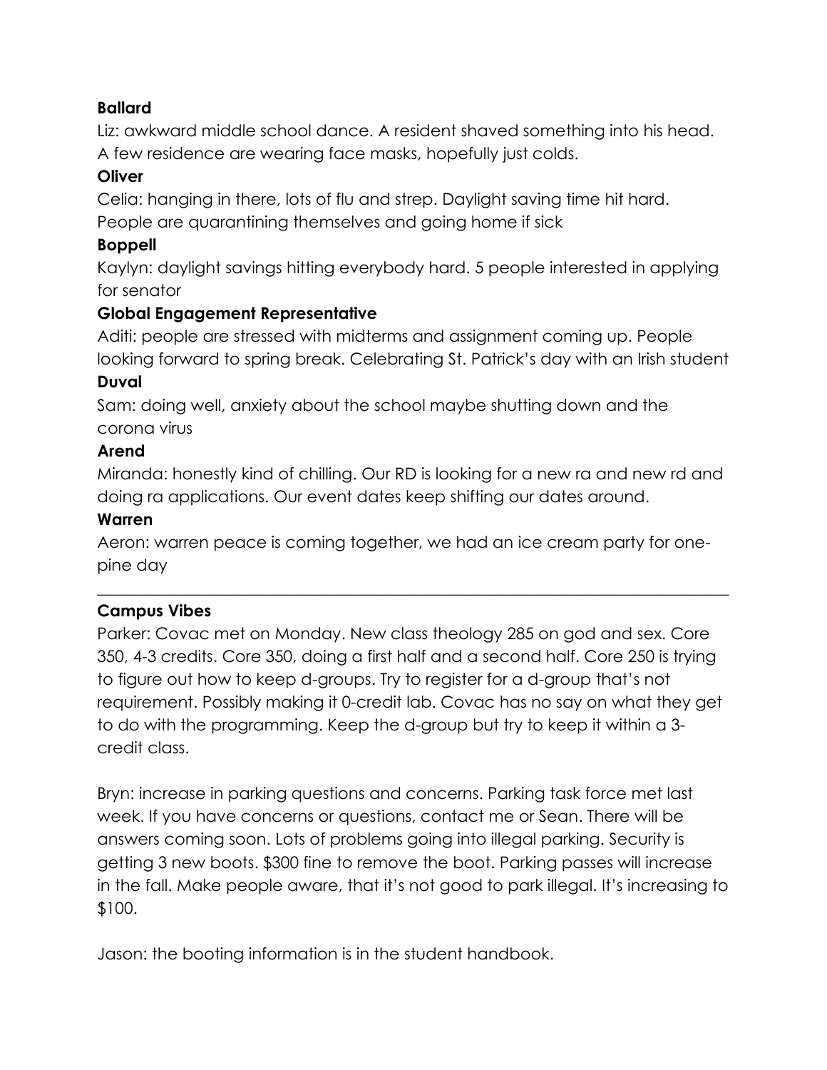**Ballard**

Liz: awkward middle school dance. A resident shaved something into his head. A few residence are wearing face masks, hopefully just colds.

**Oliver**

Celia: hanging in there, lots of flu and strep. Daylight saving time hit hard. People are quarantining themselves and going home if sick

**Boppell**

Kaylyn: daylight savings hitting everybody hard. 5 people interested in applying for senator

**Global Engagement Representative**

Aditi: people are stressed with midterms and assignment coming up. People looking forward to spring break. Celebrating St. Patrick's day with an Irish student

**Duval**

Sam: doing well, anxiety about the school maybe shutting down and the corona virus

**Arend**

Miranda: honestly kind of chilling. Our RD is looking for a new ra and new rd and doing ra applications. Our event dates keep shifting our dates around.

**Warren**

Aeron: warren peace is coming together, we had an ice cream party for one-pine day

---

**Campus Vibes**

Parker: Covac met on Monday. New class theology 285 on god and sex. Core 350, 4-3 credits. Core 350, doing a first half and a second half. Core 250 is trying to figure out how to keep d-groups. Try to register for a d-group that's not requirement. Possibly making it 0-credit lab. Covac has no say on what they get to do with the programming. Keep the d-group but try to keep it within a 3-credit class.

Bryn: increase in parking questions and concerns. Parking task force met last week. If you have concerns or questions, contact me or Sean. There will be answers coming soon. Lots of problems going into illegal parking. Security is getting 3 new boots. $300 fine to remove the boot. Parking passes will increase in the fall. Make people aware, that it's not good to park illegal. It's increasing to $100.

Jason: the booting information is in the student handbook.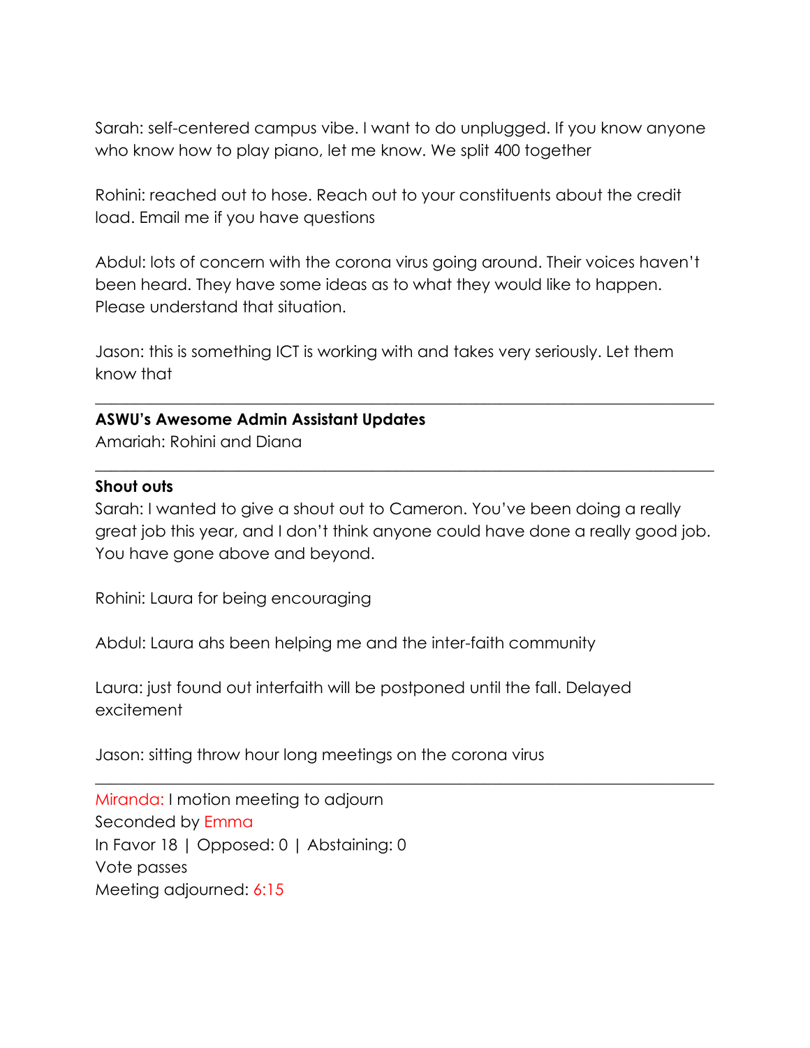Sarah: self-centered campus vibe. I want to do unplugged. If you know anyone who know how to play piano, let me know. We split 400 together

Rohini: reached out to hose. Reach out to your constituents about the credit load. Email me if you have questions

Abdul: lots of concern with the corona virus going around. Their voices haven't been heard. They have some ideas as to what they would like to happen. Please understand that situation.

Jason: this is something ICT is working with and takes very seriously. Let them know that

---

**ASWU's Awesome Admin Assistant Updates**

Amariah: Rohini and Diana

---

**Shout outs**

Sarah: I wanted to give a shout out to Cameron. You've been doing a really great job this year, and I don't think anyone could have done a really good job. You have gone above and beyond.

Rohini: Laura for being encouraging

Abdul: Laura ahs been helping me and the inter-faith community

Laura: just found out interfaith will be postponed until the fall. Delayed excitement

Jason: sitting throw hour long meetings on the corona virus

---

Miranda: I motion meeting to adjourn
Seconded by Emma
In Favor 18 | Opposed: 0 | Abstaining: 0
Vote passes
Meeting adjourned: 6:15